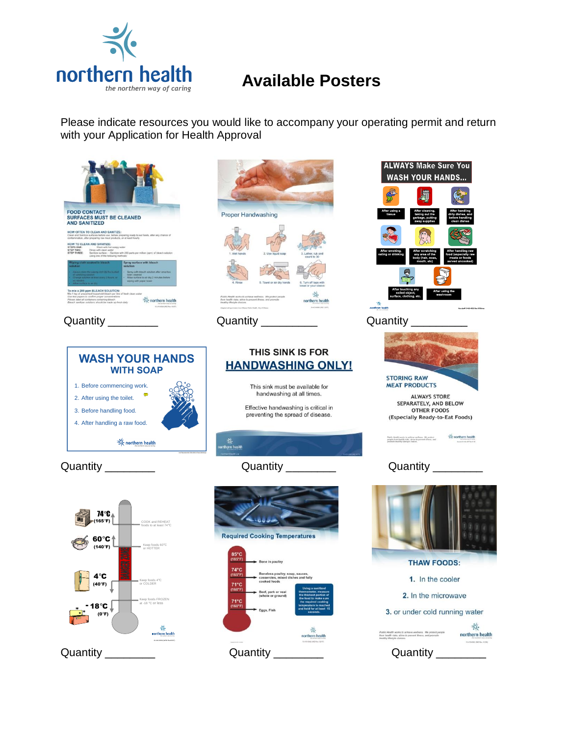# Available Posters

Please indicate resources you would like to accompany your operating permit and return with your Application for Health Approval

**FOOD CONTACT SURFACES MUST BE CLEANED AND SANITIZED**

Quantity ________

**Proper Handwashing**

Quantity ________

**ALWAYS Make Sure You WASH YOUR HANDS...**

Quantity ________

**WASH YOUR HANDS WITH SOAP**

1. Before commencing work.
2. After using the toilet.
3. Before handling food.
4. After handling a raw food.

Quantity ________

**THIS SINK IS FOR HANDWASHING ONLY!**

This sink must be available for handwashing at all times.

Effective handwashing is critical in preventing the spread of disease.

Quantity ________

**STORING RAW MEAT PRODUCTS**

ALWAYS STORE SEPARATELY, AND BELOW OTHER FOODS (Especially Ready-to-Eat Foods)

Quantity ________

**Temperature Danger Zone** (74°C (165°F), 60°C (140°F), 4°C (40°F), -18°C (0°F))

Quantity ________

**Required Cooking Temperatures**

Quantity ________

**THAW FOODS:**

1. In the cooler
2. In the microwave
3. or under cold running water

Quantity ________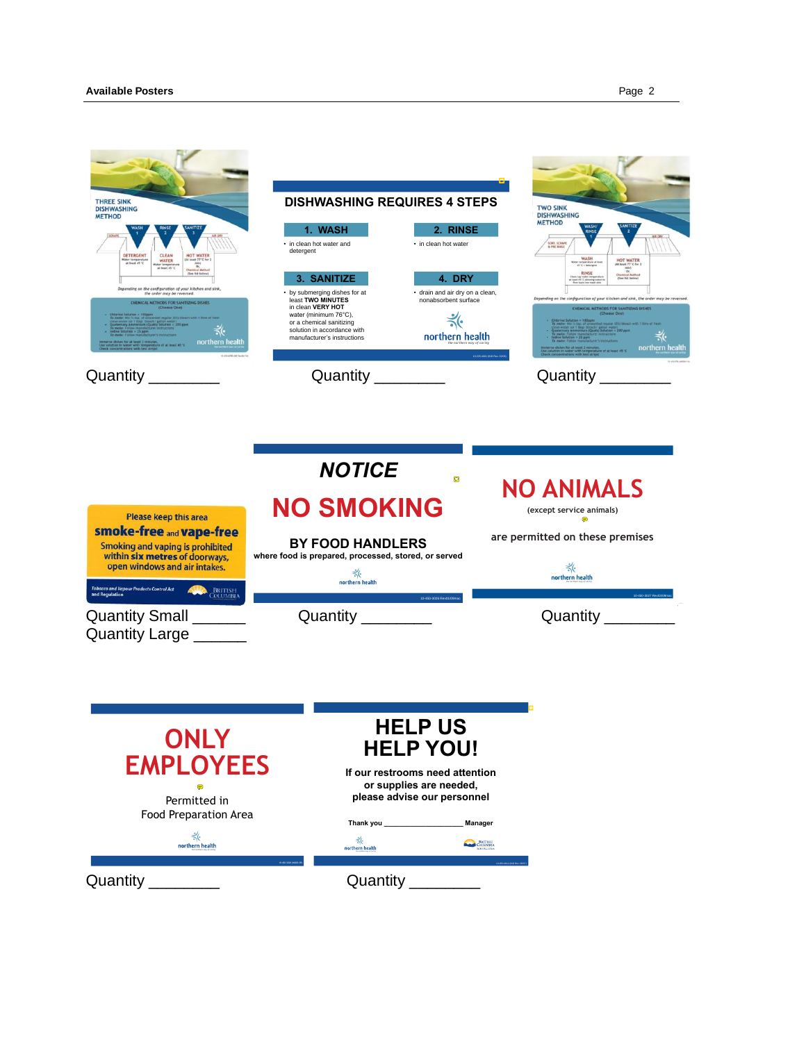THREE SINK DISHWASHING METHOD

WASH 1 — RINSE 2 — SANITIZE 3

SCRAPE — DETERGENT Water temperature at least 45 °C — CLEAN WATER Water temperature at least 45 °C — HOT WATER (At least 77°C for 2 min) Or Chemical Method (See list below) — AIR DRY

Depending on the configuration of your kitchen and sink, the order may be reversed.

CHEMICAL METHODS FOR SANITIZING DISHES (Choose One)

northern health

Quantity ________

DISHWASHING REQUIRES 4 STEPS

**1. WASH**

- in clean hot water and detergent

**2. RINSE**

- in clean hot water

**3. SANITIZE**

- by submerging dishes for at least **TWO MINUTES** in clean **VERY HOT** water (minimum 76°C), or a chemical sanitizing solution in accordance with manufacturer's instructions

**4. DRY**

- drain and air dry on a clean, nonabsorbent surface

northern health

Quantity ________

TWO SINK DISHWASHING METHOD

WASH/RINSE 1 — SANITIZE 2

Depending on the configuration of your kitchen and sink, the order may be reversed.

CHEMICAL METHODS FOR SANITIZING DISHES (Choose One)

northern health

Quantity ________

Please keep this area **smoke-free** and **vape-free**

Smoking and vaping is prohibited within **six metres** of doorways, open windows and air intakes.

Tobacco and Vapour Products Control Act and Regulation — BRITISH COLUMBIA

Quantity Small ______

Quantity Large ______

***NOTICE***

**NO SMOKING**

**BY FOOD HANDLERS**

**where food is prepared, processed, stored, or served**

northern health

Quantity ________

**NO ANIMALS**

(except service animals)

are permitted on these premises

northern health

Quantity ________

**ONLY EMPLOYEES**

Permitted in Food Preparation Area

northern health

Quantity ________

**HELP US HELP YOU!**

**If our restrooms need attention or supplies are needed, please advise our personnel**

**Thank you __________________ Manager**

northern health — BRITISH COLUMBIA

Quantity ________